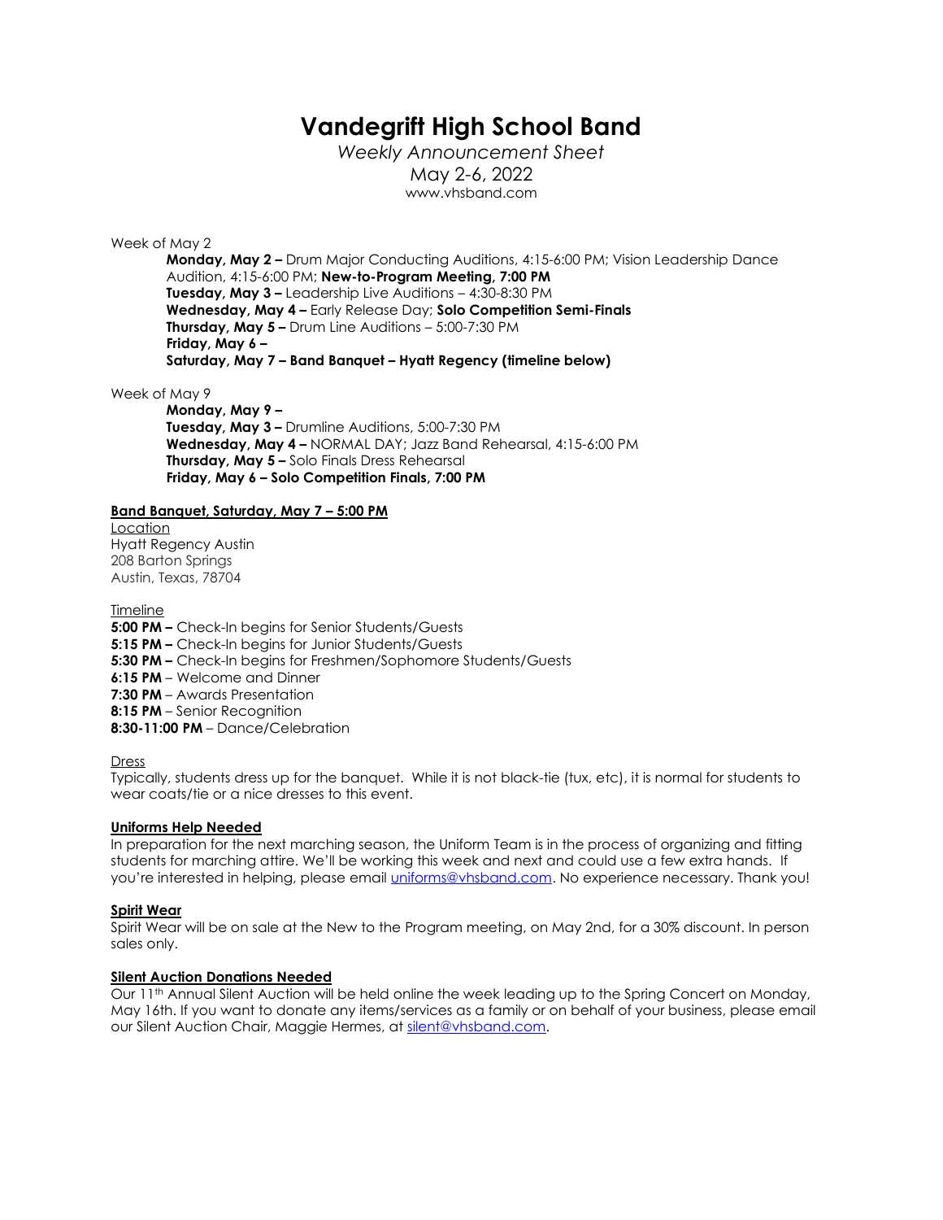# Vandegrift High School Band

*Weekly Announcement Sheet*

May 2-6, 2022

www.vhsband.com

Week of May 2

- **Monday, May 2 –** Drum Major Conducting Auditions, 4:15-6:00 PM; Vision Leadership Dance Audition, 4:15-6:00 PM; **New-to-Program Meeting, 7:00 PM**
- **Tuesday, May 3 –** Leadership Live Auditions – 4:30-8:30 PM
- **Wednesday, May 4 –** Early Release Day; **Solo Competition Semi-Finals**
- **Thursday, May 5 –** Drum Line Auditions – 5:00-7:30 PM
- **Friday, May 6 –**
- **Saturday, May 7 – Band Banquet – Hyatt Regency (timeline below)**

Week of May 9

- **Monday, May 9 –**
- **Tuesday, May 3 –** Drumline Auditions, 5:00-7:30 PM
- **Wednesday, May 4 –** NORMAL DAY; Jazz Band Rehearsal, 4:15-6:00 PM
- **Thursday, May 5 –** Solo Finals Dress Rehearsal
- **Friday, May 6 – Solo Competition Finals, 7:00 PM**

### Band Banquet, Saturday, May 7 – 5:00 PM

Location

Hyatt Regency Austin
208 Barton Springs
Austin, Texas, 78704

Timeline

**5:00 PM –** Check-In begins for Senior Students/Guests
**5:15 PM –** Check-In begins for Junior Students/Guests
**5:30 PM –** Check-In begins for Freshmen/Sophomore Students/Guests
**6:15 PM** – Welcome and Dinner
**7:30 PM** – Awards Presentation
**8:15 PM** – Senior Recognition
**8:30-11:00 PM** – Dance/Celebration

Dress

Typically, students dress up for the banquet. While it is not black-tie (tux, etc), it is normal for students to wear coats/tie or a nice dresses to this event.

### Uniforms Help Needed

In preparation for the next marching season, the Uniform Team is in the process of organizing and fitting students for marching attire. We'll be working this week and next and could use a few extra hands. If you're interested in helping, please email uniforms@vhsband.com. No experience necessary. Thank you!

### Spirit Wear

Spirit Wear will be on sale at the New to the Program meeting, on May 2nd, for a 30% discount. In person sales only.

### Silent Auction Donations Needed

Our 11th Annual Silent Auction will be held online the week leading up to the Spring Concert on Monday, May 16th. If you want to donate any items/services as a family or on behalf of your business, please email our Silent Auction Chair, Maggie Hermes, at silent@vhsband.com.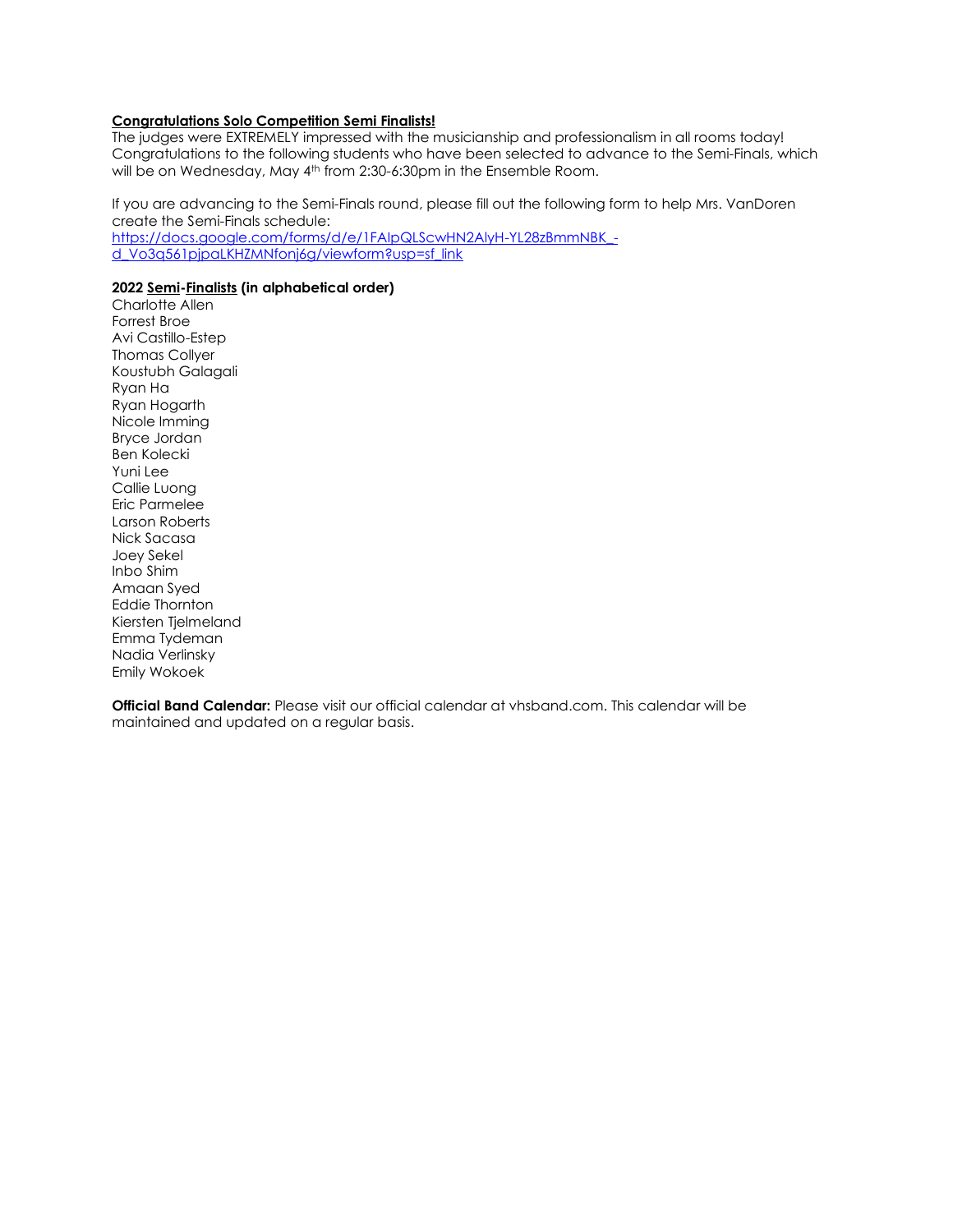**Congratulations Solo Competition Semi Finalists!**

The judges were EXTREMELY impressed with the musicianship and professionalism in all rooms today! Congratulations to the following students who have been selected to advance to the Semi-Finals, which will be on Wednesday, May 4th from 2:30-6:30pm in the Ensemble Room.

If you are advancing to the Semi-Finals round, please fill out the following form to help Mrs. VanDoren create the Semi-Finals schedule:
https://docs.google.com/forms/d/e/1FAIpQLScwHN2AlyH-YL28zBmmNBK_-d_Vo3q561pjpaLKHZMNfonj6g/viewform?usp=sf_link

**2022 Semi-Finalists (in alphabetical order)**

Charlotte Allen
Forrest Broe
Avi Castillo-Estep
Thomas Collyer
Koustubh Galagali
Ryan Ha
Ryan Hogarth
Nicole Imming
Bryce Jordan
Ben Kolecki
Yuni Lee
Callie Luong
Eric Parmelee
Larson Roberts
Nick Sacasa
Joey Sekel
Inbo Shim
Amaan Syed
Eddie Thornton
Kiersten Tjelmeland
Emma Tydeman
Nadia Verlinsky
Emily Wokoek

**Official Band Calendar:** Please visit our official calendar at vhsband.com. This calendar will be maintained and updated on a regular basis.